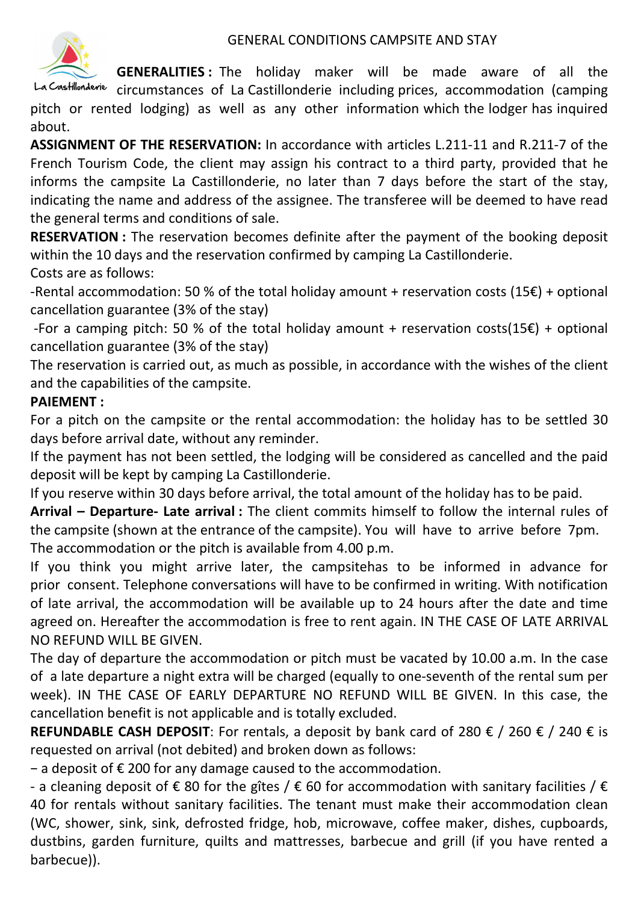# GENERAL CONDITIONS CAMPSITE AND STAY

La Castillonderie

**GENERALITIES :** The holiday maker will be made aware of all the circumstances of La Castillonderie including prices, accommodation (camping pitch or rented lodging) as well as any other information which the lodger has inquired about.

**ASSIGNMENT OF THE RESERVATION:** In accordance with articles L.211-11 and R.211-7 of the French Tourism Code, the client may assign his contract to a third party, provided that he informs the campsite La Castillonderie, no later than 7 days before the start of the stay, indicating the name and address of the assignee. The transferee will be deemed to have read the general terms and conditions of sale.

**RESERVATION :** The reservation becomes definite after the payment of the booking deposit within the 10 days and the reservation confirmed by camping La Castillonderie.

Costs are as follows:

-Rental accommodation: 50 % of the total holiday amount + reservation costs (15€) + optional cancellation guarantee (3% of the stay)

-For a camping pitch: 50 % of the total holiday amount + reservation costs(15€) + optional cancellation guarantee (3% of the stay)

The reservation is carried out, as much as possible, in accordance with the wishes of the client and the capabilities of the campsite.

**PAIEMENT :**

For a pitch on the campsite or the rental accommodation: the holiday has to be settled 30 days before arrival date, without any reminder.

If the payment has not been settled, the lodging will be considered as cancelled and the paid deposit will be kept by camping La Castillonderie.

If you reserve within 30 days before arrival, the total amount of the holiday has to be paid.

**Arrival – Departure- Late arrival :** The client commits himself to follow the internal rules of the campsite (shown at the entrance of the campsite). You will have to arrive before 7pm.

The accommodation or the pitch is available from 4.00 p.m.

If you think you might arrive later, the campsitehas to be informed in advance for prior consent. Telephone conversations will have to be confirmed in writing. With notification of late arrival, the accommodation will be available up to 24 hours after the date and time agreed on. Hereafter the accommodation is free to rent again. IN THE CASE OF LATE ARRIVAL NO REFUND WILL BE GIVEN.

The day of departure the accommodation or pitch must be vacated by 10.00 a.m. In the case of a late departure a night extra will be charged (equally to one-seventh of the rental sum per week). IN THE CASE OF EARLY DEPARTURE NO REFUND WILL BE GIVEN. In this case, the cancellation benefit is not applicable and is totally excluded.

**REFUNDABLE CASH DEPOSIT**: For rentals, a deposit by bank card of 280 € / 260 € / 240 € is requested on arrival (not debited) and broken down as follows:

− a deposit of € 200 for any damage caused to the accommodation.

- a cleaning deposit of € 80 for the gîtes / € 60 for accommodation with sanitary facilities / € 40 for rentals without sanitary facilities. The tenant must make their accommodation clean (WC, shower, sink, sink, defrosted fridge, hob, microwave, coffee maker, dishes, cupboards, dustbins, garden furniture, quilts and mattresses, barbecue and grill (if you have rented a barbecue)).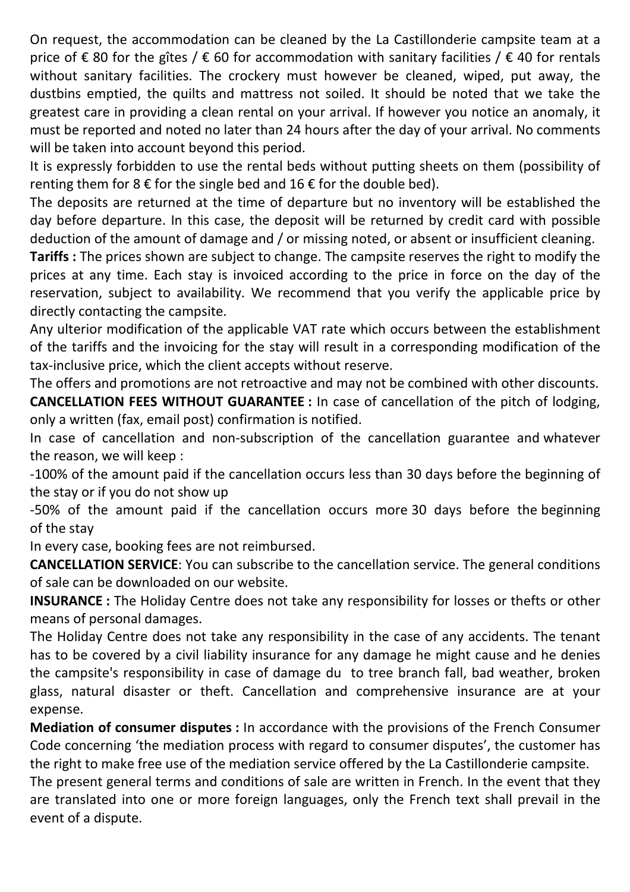On request, the accommodation can be cleaned by the La Castillonderie campsite team at a price of € 80 for the gîtes / € 60 for accommodation with sanitary facilities / € 40 for rentals without sanitary facilities. The crockery must however be cleaned, wiped, put away, the dustbins emptied, the quilts and mattress not soiled. It should be noted that we take the greatest care in providing a clean rental on your arrival. If however you notice an anomaly, it must be reported and noted no later than 24 hours after the day of your arrival. No comments will be taken into account beyond this period.

It is expressly forbidden to use the rental beds without putting sheets on them (possibility of renting them for 8 € for the single bed and 16 € for the double bed).

The deposits are returned at the time of departure but no inventory will be established the day before departure. In this case, the deposit will be returned by credit card with possible deduction of the amount of damage and / or missing noted, or absent or insufficient cleaning.

**Tariffs :** The prices shown are subject to change. The campsite reserves the right to modify the prices at any time. Each stay is invoiced according to the price in force on the day of the reservation, subject to availability. We recommend that you verify the applicable price by directly contacting the campsite.

Any ulterior modification of the applicable VAT rate which occurs between the establishment of the tariffs and the invoicing for the stay will result in a corresponding modification of the tax-inclusive price, which the client accepts without reserve.

The offers and promotions are not retroactive and may not be combined with other discounts.

**CANCELLATION FEES WITHOUT GUARANTEE :** In case of cancellation of the pitch of lodging, only a written (fax, email post) confirmation is notified.

In case of cancellation and non-subscription of the cancellation guarantee and whatever the reason, we will keep :

-100% of the amount paid if the cancellation occurs less than 30 days before the beginning of the stay or if you do not show up

-50% of the amount paid if the cancellation occurs more 30 days before the beginning of the stay

In every case, booking fees are not reimbursed.

**CANCELLATION SERVICE**: You can subscribe to the cancellation service. The general conditions of sale can be downloaded on our website.

**INSURANCE :** The Holiday Centre does not take any responsibility for losses or thefts or other means of personal damages.

The Holiday Centre does not take any responsibility in the case of any accidents. The tenant has to be covered by a civil liability insurance for any damage he might cause and he denies the campsite's responsibility in case of damage du to tree branch fall, bad weather, broken glass, natural disaster or theft. Cancellation and comprehensive insurance are at your expense.

**Mediation of consumer disputes :** In accordance with the provisions of the French Consumer Code concerning 'the mediation process with regard to consumer disputes', the customer has the right to make free use of the mediation service offered by the La Castillonderie campsite.

The present general terms and conditions of sale are written in French. In the event that they are translated into one or more foreign languages, only the French text shall prevail in the event of a dispute.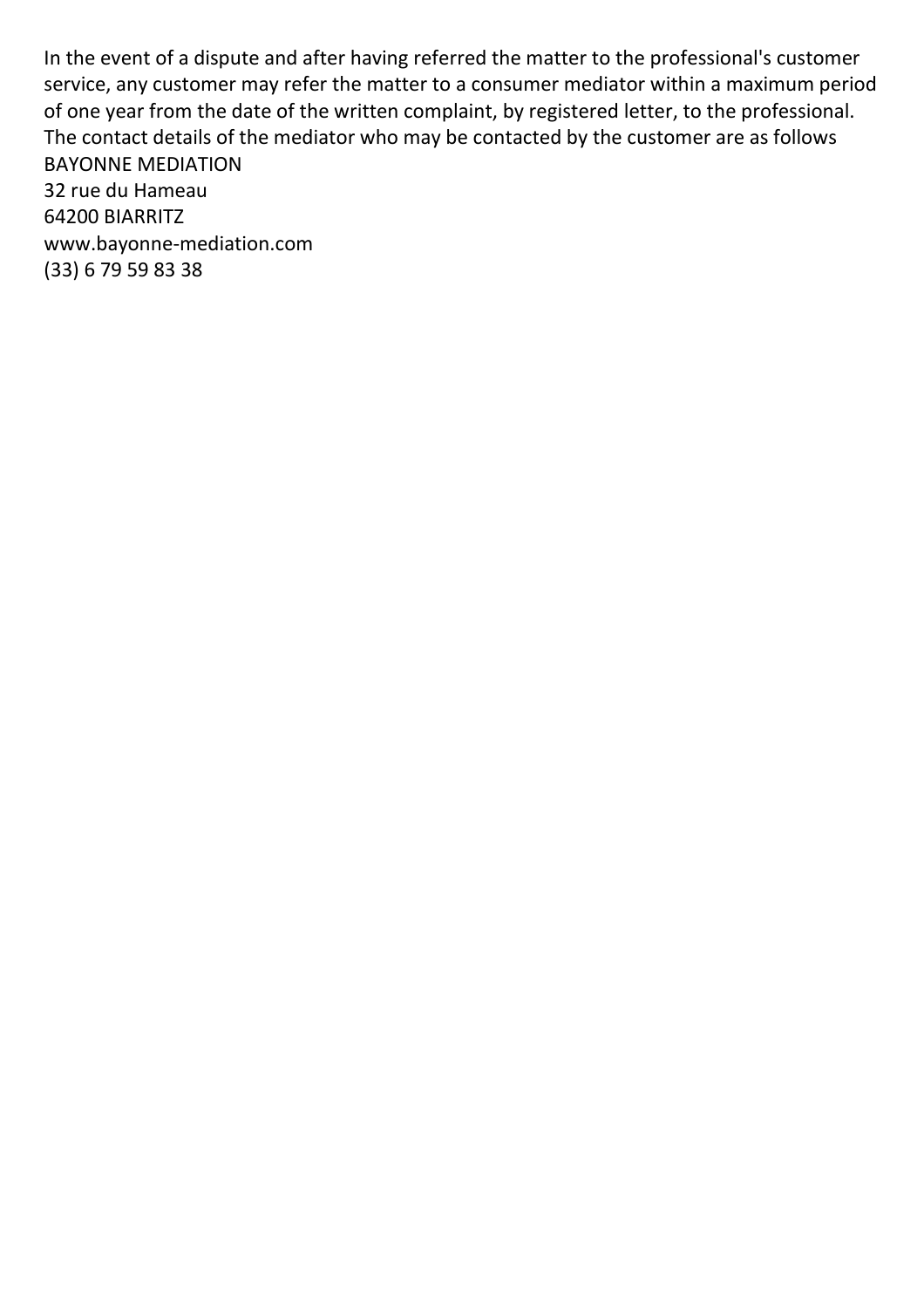In the event of a dispute and after having referred the matter to the professional's customer service, any customer may refer the matter to a consumer mediator within a maximum period of one year from the date of the written complaint, by registered letter, to the professional. The contact details of the mediator who may be contacted by the customer are as follows

BAYONNE MEDIATION
32 rue du Hameau
64200 BIARRITZ
www.bayonne-mediation.com
(33) 6 79 59 83 38